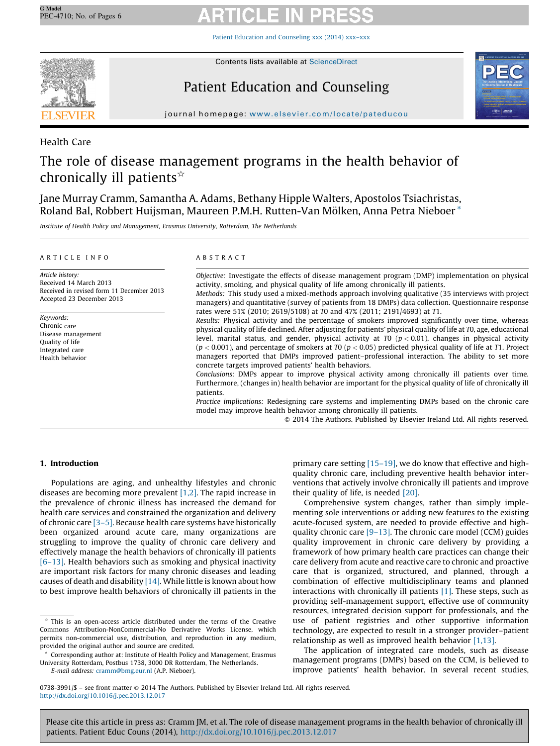Health Care

# The role of disease management programs in the health behavior of chronically ill patients☆

Jane Murray Cramm, Samantha A. Adams, Bethany Hipple Walters, Apostolos Tsiachristas, Roland Bal, Robbert Huijsman, Maureen P.M.H. Rutten-Van Mölken, Anna Petra Nieboer *

*Institute of Health Policy and Management, Erasmus University, Rotterdam, The Netherlands*

**ARTICLE INFO**

*Article history:*
Received 14 March 2013
Received in revised form 11 December 2013
Accepted 23 December 2013

*Keywords:*
Chronic care
Disease management
Quality of life
Integrated care
Health behavior

**ABSTRACT**

*Objective:* Investigate the effects of disease management program (DMP) implementation on physical activity, smoking, and physical quality of life among chronically ill patients.

*Methods:* This study used a mixed-methods approach involving qualitative (35 interviews with project managers) and quantitative (survey of patients from 18 DMPs) data collection. Questionnaire response rates were 51% (2010; 2619/5108) at *T0* and 47% (2011; 2191/4693) at *T1*.

*Results:* Physical activity and the percentage of smokers improved significantly over time, whereas physical quality of life declined. After adjusting for patients' physical quality of life at *T0*, age, educational level, marital status, and gender, physical activity at *T0* ($p < 0.01$), changes in physical activity ($p < 0.001$), and percentage of smokers at *T0* ($p < 0.05$) predicted physical quality of life at *T1*. Project managers reported that DMPs improved patient–professional interaction. The ability to set more concrete targets improved patients' health behaviors.

*Conclusions:* DMPs appear to improve physical activity among chronically ill patients over time. Furthermore, (changes in) health behavior are important for the physical quality of life of chronically ill patients.

*Practice implications:* Redesigning care systems and implementing DMPs based on the chronic care model may improve health behavior among chronically ill patients.

© 2014 The Authors. Published by Elsevier Ireland Ltd. All rights reserved.

## 1. Introduction

Populations are aging, and unhealthy lifestyles and chronic diseases are becoming more prevalent [1,2]. The rapid increase in the prevalence of chronic illness has increased the demand for health care services and constrained the organization and delivery of chronic care [3–5]. Because health care systems have historically been organized around acute care, many organizations are struggling to improve the quality of chronic care delivery and effectively manage the health behaviors of chronically ill patients [6–13]. Health behaviors such as smoking and physical inactivity are important risk factors for many chronic diseases and leading causes of death and disability [14]. While little is known about how to best improve health behaviors of chronically ill patients in the primary care setting [15–19], we do know that effective and high-quality chronic care, including preventive health behavior interventions that actively involve chronically ill patients and improve their quality of life, is needed [20].

Comprehensive system changes, rather than simply implementing sole interventions or adding new features to the existing acute-focused system, are needed to provide effective and high-quality chronic care [9–13]. The chronic care model (CCM) guides quality improvement in chronic care delivery by providing a framework of how primary health care practices can change their care delivery from acute and reactive care to chronic and proactive care that is organized, structured, and planned, through a combination of effective multidisciplinary teams and planned interactions with chronically ill patients [1]. These steps, such as providing self-management support, effective use of community resources, integrated decision support for professionals, and the use of patient registries and other supportive information technology, are expected to result in a stronger provider–patient relationship as well as improved health behavior [1,13].

The application of integrated care models, such as disease management programs (DMPs) based on the CCM, is believed to improve patients' health behavior. In several recent studies,

☆ This is an open-access article distributed under the terms of the Creative Commons Attribution-NonCommercial-No Derivative Works License, which permits non-commercial use, distribution, and reproduction in any medium, provided the original author and source are credited.

\* Corresponding author at: Institute of Health Policy and Management, Erasmus University Rotterdam, Postbus 1738, 3000 DR Rotterdam, The Netherlands.
E-mail address: cramm@bmg.eur.nl (A.P. Nieboer).

0738-3991/$ – see front matter © 2014 The Authors. Published by Elsevier Ireland Ltd. All rights reserved.
http://dx.doi.org/10.1016/j.pec.2013.12.017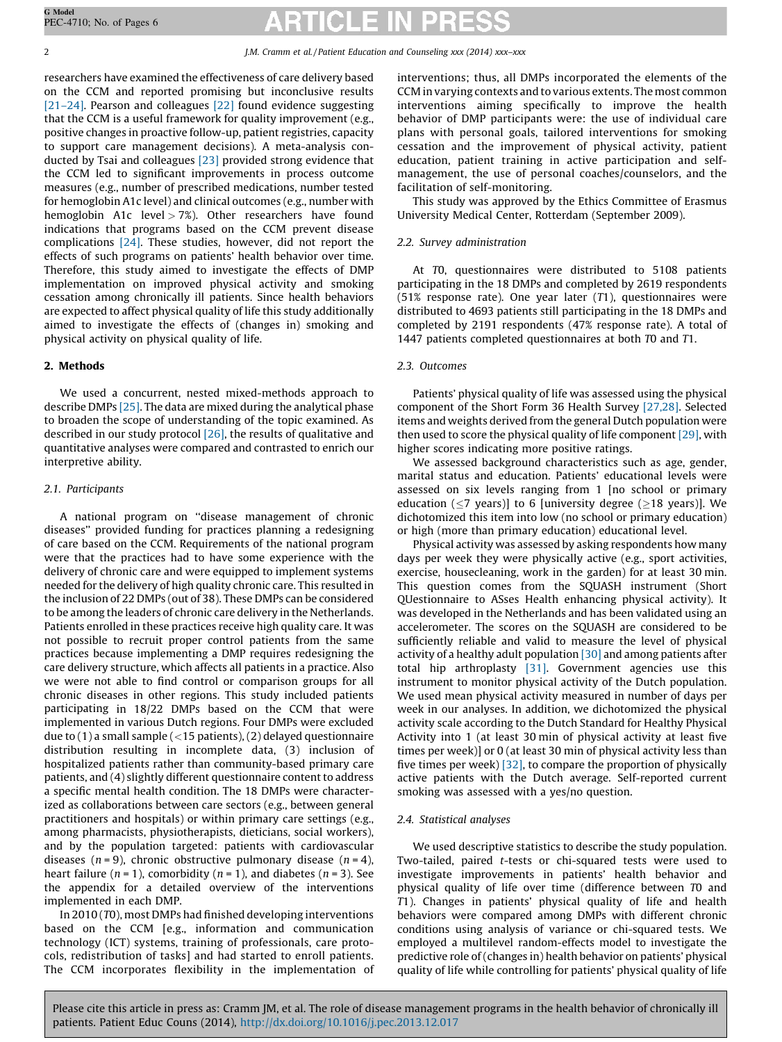researchers have examined the effectiveness of care delivery based on the CCM and reported promising but inconclusive results [21–24]. Pearson and colleagues [22] found evidence suggesting that the CCM is a useful framework for quality improvement (e.g., positive changes in proactive follow-up, patient registries, capacity to support care management decisions). A meta-analysis conducted by Tsai and colleagues [23] provided strong evidence that the CCM led to significant improvements in process outcome measures (e.g., number of prescribed medications, number tested for hemoglobin A1c level) and clinical outcomes (e.g., number with hemoglobin A1c level > 7%). Other researchers have found indications that programs based on the CCM prevent disease complications [24]. These studies, however, did not report the effects of such programs on patients' health behavior over time. Therefore, this study aimed to investigate the effects of DMP implementation on improved physical activity and smoking cessation among chronically ill patients. Since health behaviors are expected to affect physical quality of life this study additionally aimed to investigate the effects of (changes in) smoking and physical activity on physical quality of life.

## 2. Methods

We used a concurrent, nested mixed-methods approach to describe DMPs [25]. The data are mixed during the analytical phase to broaden the scope of understanding of the topic examined. As described in our study protocol [26], the results of qualitative and quantitative analyses were compared and contrasted to enrich our interpretive ability.

### 2.1. Participants

A national program on "disease management of chronic diseases" provided funding for practices planning a redesigning of care based on the CCM. Requirements of the national program were that the practices had to have some experience with the delivery of chronic care and were equipped to implement systems needed for the delivery of high quality chronic care. This resulted in the inclusion of 22 DMPs (out of 38). These DMPs can be considered to be among the leaders of chronic care delivery in the Netherlands. Patients enrolled in these practices receive high quality care. It was not possible to recruit proper control patients from the same practices because implementing a DMP requires redesigning the care delivery structure, which affects all patients in a practice. Also we were not able to find control or comparison groups for all chronic diseases in other regions. This study included patients participating in 18/22 DMPs based on the CCM that were implemented in various Dutch regions. Four DMPs were excluded due to (1) a small sample (<15 patients), (2) delayed questionnaire distribution resulting in incomplete data, (3) inclusion of hospitalized patients rather than community-based primary care patients, and (4) slightly different questionnaire content to address a specific mental health condition. The 18 DMPs were characterized as collaborations between care sectors (e.g., between general practitioners and hospitals) or within primary care settings (e.g., among pharmacists, physiotherapists, dieticians, social workers), and by the population targeted: patients with cardiovascular diseases ($n = 9$), chronic obstructive pulmonary disease ($n = 4$), heart failure ($n = 1$), comorbidity ($n = 1$), and diabetes ($n = 3$). See the appendix for a detailed overview of the interventions implemented in each DMP.

In 2010 (*T0*), most DMPs had finished developing interventions based on the CCM [e.g., information and communication technology (ICT) systems, training of professionals, care protocols, redistribution of tasks] and had started to enroll patients. The CCM incorporates flexibility in the implementation of interventions; thus, all DMPs incorporated the elements of the CCM in varying contexts and to various extents. The most common interventions aiming specifically to improve the health behavior of DMP participants were: the use of individual care plans with personal goals, tailored interventions for smoking cessation and the improvement of physical activity, patient education, patient training in active participation and self-management, the use of personal coaches/counselors, and the facilitation of self-monitoring.

This study was approved by the Ethics Committee of Erasmus University Medical Center, Rotterdam (September 2009).

### 2.2. Survey administration

At *T0*, questionnaires were distributed to 5108 patients participating in the 18 DMPs and completed by 2619 respondents (51% response rate). One year later (*T1*), questionnaires were distributed to 4693 patients still participating in the 18 DMPs and completed by 2191 respondents (47% response rate). A total of 1447 patients completed questionnaires at both *T0* and *T1*.

### 2.3. Outcomes

Patients' physical quality of life was assessed using the physical component of the Short Form 36 Health Survey [27,28]. Selected items and weights derived from the general Dutch population were then used to score the physical quality of life component [29], with higher scores indicating more positive ratings.

We assessed background characteristics such as age, gender, marital status and education. Patients' educational levels were assessed on six levels ranging from 1 [no school or primary education (≤7 years)] to 6 [university degree (≥18 years)]. We dichotomized this item into low (no school or primary education) or high (more than primary education) educational level.

Physical activity was assessed by asking respondents how many days per week they were physically active (e.g., sport activities, exercise, housecleaning, work in the garden) for at least 30 min. This question comes from the SQUASH instrument (Short QUestionnaire to ASses Health enhancing physical activity). It was developed in the Netherlands and has been validated using an accelerometer. The scores on the SQUASH are considered to be sufficiently reliable and valid to measure the level of physical activity of a healthy adult population [30] and among patients after total hip arthroplasty [31]. Government agencies use this instrument to monitor physical activity of the Dutch population. We used mean physical activity measured in number of days per week in our analyses. In addition, we dichotomized the physical activity scale according to the Dutch Standard for Healthy Physical Activity into 1 (at least 30 min of physical activity at least five times per week)] or 0 (at least 30 min of physical activity less than five times per week) [32], to compare the proportion of physically active patients with the Dutch average. Self-reported current smoking was assessed with a yes/no question.

### 2.4. Statistical analyses

We used descriptive statistics to describe the study population. Two-tailed, paired *t*-tests or chi-squared tests were used to investigate improvements in patients' health behavior and physical quality of life over time (difference between *T0* and *T1*). Changes in patients' physical quality of life and health behaviors were compared among DMPs with different chronic conditions using analysis of variance or chi-squared tests. We employed a multilevel random-effects model to investigate the predictive role of (changes in) health behavior on patients' physical quality of life while controlling for patients' physical quality of life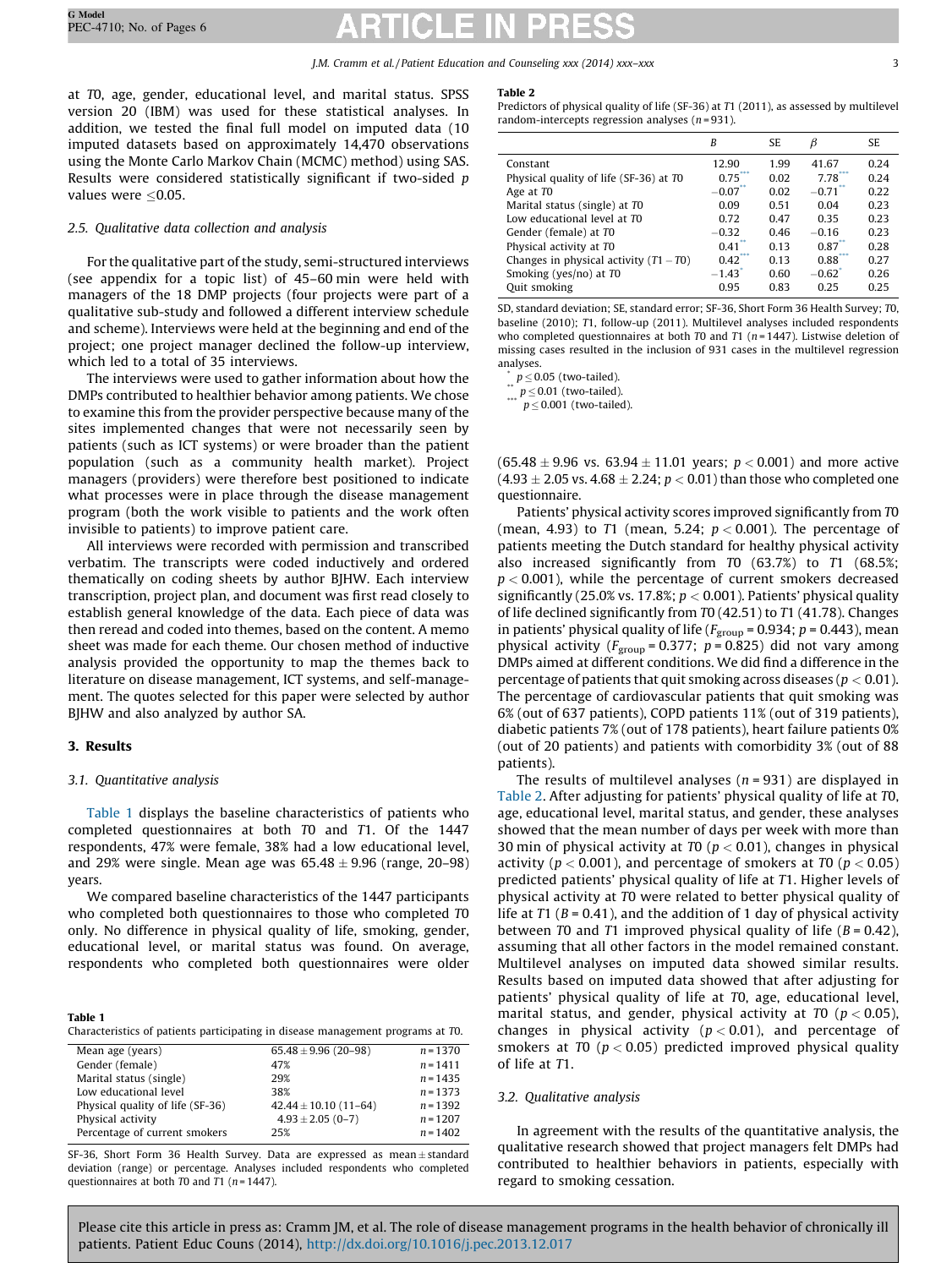at *T0*, age, gender, educational level, and marital status. SPSS version 20 (IBM) was used for these statistical analyses. In addition, we tested the final full model on imputed data (10 imputed datasets based on approximately 14,470 observations using the Monte Carlo Markov Chain (MCMC) method) using SAS. Results were considered statistically significant if two-sided $p$ values were $\leq 0.05$.

### 2.5. Qualitative data collection and analysis

For the qualitative part of the study, semi-structured interviews (see appendix for a topic list) of 45–60 min were held with managers of the 18 DMP projects (four projects were part of a qualitative sub-study and followed a different interview schedule and scheme). Interviews were held at the beginning and end of the project; one project manager declined the follow-up interview, which led to a total of 35 interviews.

The interviews were used to gather information about how the DMPs contributed to healthier behavior among patients. We chose to examine this from the provider perspective because many of the sites implemented changes that were not necessarily seen by patients (such as ICT systems) or were broader than the patient population (such as a community health market). Project managers (providers) were therefore best positioned to indicate what processes were in place through the disease management program (both the work visible to patients and the work often invisible to patients) to improve patient care.

All interviews were recorded with permission and transcribed verbatim. The transcripts were coded inductively and ordered thematically on coding sheets by author BJHW. Each interview transcription, project plan, and document was first read closely to establish general knowledge of the data. Each piece of data was then reread and coded into themes, based on the content. A memo sheet was made for each theme. Our chosen method of inductive analysis provided the opportunity to map the themes back to literature on disease management, ICT systems, and self-management. The quotes selected for this paper were selected by author BJHW and also analyzed by author SA.

## 3. Results

### 3.1. Quantitative analysis

Table 1 displays the baseline characteristics of patients who completed questionnaires at both *T0* and *T1*. Of the 1447 respondents, 47% were female, 38% had a low educational level, and 29% were single. Mean age was $65.48 \pm 9.96$ (range, 20–98) years.

We compared baseline characteristics of the 1447 participants who completed both questionnaires to those who completed *T0* only. No difference in physical quality of life, smoking, gender, educational level, or marital status was found. On average, respondents who completed both questionnaires were older ($65.48 \pm 9.96$ vs. $63.94 \pm 11.01$ years; $p < 0.001$) and more active ($4.93 \pm 2.05$ vs. $4.68 \pm 2.24$; $p < 0.01$) than those who completed one questionnaire.

**Table 1**
Characteristics of patients participating in disease management programs at *T0*.

| | | |
|---|---|---|
| Mean age (years) | $65.48 \pm 9.96$ (20–98) | $n = 1370$ |
| Gender (female) | 47% | $n = 1411$ |
| Marital status (single) | 29% | $n = 1435$ |
| Low educational level | 38% | $n = 1373$ |
| Physical quality of life (SF-36) | $42.44 \pm 10.10$ (11–64) | $n = 1392$ |
| Physical activity | $4.93 \pm 2.05$ (0–7) | $n = 1207$ |
| Percentage of current smokers | 25% | $n = 1402$ |

SF-36, Short Form 36 Health Survey. Data are expressed as mean $\pm$ standard deviation (range) or percentage. Analyses included respondents who completed questionnaires at both *T0* and *T1* ($n = 1447$).

**Table 2**
Predictors of physical quality of life (SF-36) at *T1* (2011), as assessed by multilevel random-intercepts regression analyses ($n = 931$).

| | $B$ | SE | $\beta$ | SE |
|---|---|---|---|---|
| Constant | 12.90 | 1.99 | 41.67 | 0.24 |
| Physical quality of life (SF-36) at *T0* | 0.75*** | 0.02 | 7.78*** | 0.24 |
| Age at *T0* | −0.07** | 0.02 | −0.71** | 0.22 |
| Marital status (single) at *T0* | 0.09 | 0.51 | 0.04 | 0.23 |
| Low educational level at *T0* | 0.72 | 0.47 | 0.35 | 0.23 |
| Gender (female) at *T0* | −0.32 | 0.46 | −0.16 | 0.23 |
| Physical activity at *T0* | 0.41** | 0.13 | 0.87** | 0.28 |
| Changes in physical activity (*T1* − *T0*) | 0.42*** | 0.13 | 0.88*** | 0.27 |
| Smoking (yes/no) at *T0* | −1.43* | 0.60 | −0.62* | 0.26 |
| Quit smoking | 0.95 | 0.83 | 0.25 | 0.25 |

SD, standard deviation; SE, standard error; SF-36, Short Form 36 Health Survey; *T0*, baseline (2010); *T1*, follow-up (2011). Multilevel analyses included respondents who completed questionnaires at both *T0* and *T1* ($n = 1447$). Listwise deletion of missing cases resulted in the inclusion of 931 cases in the multilevel regression analyses.

* $p \leq 0.05$ (two-tailed).
** $p \leq 0.01$ (two-tailed).
*** $p \leq 0.001$ (two-tailed).

Patients' physical activity scores improved significantly from *T0* (mean, 4.93) to *T1* (mean, 5.24; $p < 0.001$). The percentage of patients meeting the Dutch standard for healthy physical activity also increased significantly from *T0* (63.7%) to *T1* (68.5%; $p < 0.001$), while the percentage of current smokers decreased significantly (25.0% vs. 17.8%; $p < 0.001$). Patients' physical quality of life declined significantly from *T0* (42.51) to *T1* (41.78). Changes in patients' physical quality of life ($F_{group} = 0.934$; $p = 0.443$), mean physical activity ($F_{group} = 0.377$; $p = 0.825$) did not vary among DMPs aimed at different conditions. We did find a difference in the percentage of patients that quit smoking across diseases ($p < 0.01$). The percentage of cardiovascular patients that quit smoking was 6% (out of 637 patients), COPD patients 11% (out of 319 patients), diabetic patients 7% (out of 178 patients), heart failure patients 0% (out of 20 patients) and patients with comorbidity 3% (out of 88 patients).

The results of multilevel analyses ($n = 931$) are displayed in Table 2. After adjusting for patients' physical quality of life at *T0*, age, educational level, marital status, and gender, these analyses showed that the mean number of days per week with more than 30 min of physical activity at *T0* ($p < 0.01$), changes in physical activity ($p < 0.001$), and percentage of smokers at *T0* ($p < 0.05$) predicted patients' physical quality of life at *T1*. Higher levels of physical activity at *T0* were related to better physical quality of life at *T1* ($B = 0.41$), and the addition of 1 day of physical activity between *T0* and *T1* improved physical quality of life ($B = 0.42$), assuming that all other factors in the model remained constant. Multilevel analyses on imputed data showed similar results. Results based on imputed data showed that after adjusting for patients' physical quality of life at *T0*, age, educational level, marital status, and gender, physical activity at *T0* ($p < 0.05$), changes in physical activity ($p < 0.01$), and percentage of smokers at *T0* ($p < 0.05$) predicted improved physical quality of life at *T1*.

### 3.2. Qualitative analysis

In agreement with the results of the quantitative analysis, the qualitative research showed that project managers felt DMPs had contributed to healthier behaviors in patients, especially with regard to smoking cessation.

Please cite this article in press as: Cramm JM, et al. The role of disease management programs in the health behavior of chronically ill patients. Patient Educ Couns (2014), http://dx.doi.org/10.1016/j.pec.2013.12.017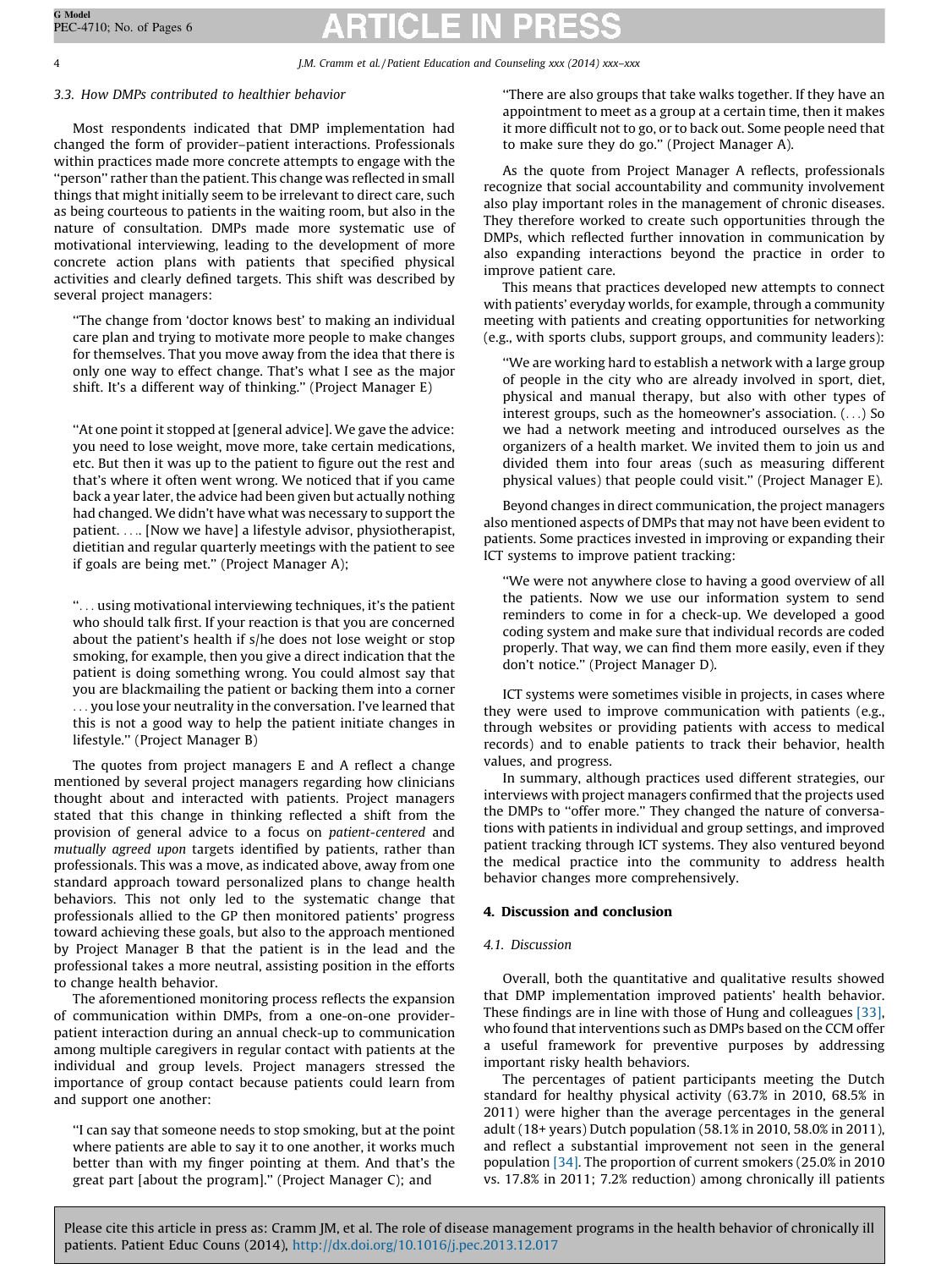### 3.3. How DMPs contributed to healthier behavior

Most respondents indicated that DMP implementation had changed the form of provider–patient interactions. Professionals within practices made more concrete attempts to engage with the "person" rather than the patient. This change was reflected in small things that might initially seem to be irrelevant to direct care, such as being courteous to patients in the waiting room, but also in the nature of consultation. DMPs made more systematic use of motivational interviewing, leading to the development of more concrete action plans with patients that specified physical activities and clearly defined targets. This shift was described by several project managers:

> "The change from 'doctor knows best' to making an individual care plan and trying to motivate more people to make changes for themselves. That you move away from the idea that there is only one way to effect change. That's what I see as the major shift. It's a different way of thinking." (Project Manager E)

> "At one point it stopped at [general advice]. We gave the advice: you need to lose weight, move more, take certain medications, etc. But then it was up to the patient to figure out the rest and that's where it often went wrong. We noticed that if you came back a year later, the advice had been given but actually nothing had changed. We didn't have what was necessary to support the patient. …. [Now we have] a lifestyle advisor, physiotherapist, dietitian and regular quarterly meetings with the patient to see if goals are being met." (Project Manager A);

> "… using motivational interviewing techniques, it's the patient who should talk first. If your reaction is that you are concerned about the patient's health if s/he does not lose weight or stop smoking, for example, then you give a direct indication that the patient is doing something wrong. You could almost say that you are blackmailing the patient or backing them into a corner … you lose your neutrality in the conversation. I've learned that this is not a good way to help the patient initiate changes in lifestyle." (Project Manager B)

The quotes from project managers E and A reflect a change mentioned by several project managers regarding how clinicians thought about and interacted with patients. Project managers stated that this change in thinking reflected a shift from the provision of general advice to a focus on *patient-centered* and *mutually agreed upon* targets identified by patients, rather than professionals. This was a move, as indicated above, away from one standard approach toward personalized plans to change health behaviors. This not only led to the systematic change that professionals allied to the GP then monitored patients' progress toward achieving these goals, but also to the approach mentioned by Project Manager B that the patient is in the lead and the professional takes a more neutral, assisting position in the efforts to change health behavior.

The aforementioned monitoring process reflects the expansion of communication within DMPs, from a one-on-one provider-patient interaction during an annual check-up to communication among multiple caregivers in regular contact with patients at the individual and group levels. Project managers stressed the importance of group contact because patients could learn from and support one another:

> "I can say that someone needs to stop smoking, but at the point where patients are able to say it to one another, it works much better than with my finger pointing at them. And that's the great part [about the program]." (Project Manager C); and

> "There are also groups that take walks together. If they have an appointment to meet as a group at a certain time, then it makes it more difficult not to go, or to back out. Some people need that to make sure they do go." (Project Manager A).

As the quote from Project Manager A reflects, professionals recognize that social accountability and community involvement also play important roles in the management of chronic diseases. They therefore worked to create such opportunities through the DMPs, which reflected further innovation in communication by also expanding interactions beyond the practice in order to improve patient care.

This means that practices developed new attempts to connect with patients' everyday worlds, for example, through a community meeting with patients and creating opportunities for networking (e.g., with sports clubs, support groups, and community leaders):

> "We are working hard to establish a network with a large group of people in the city who are already involved in sport, diet, physical and manual therapy, but also with other types of interest groups, such as the homeowner's association. (…) So we had a network meeting and introduced ourselves as the organizers of a health market. We invited them to join us and divided them into four areas (such as measuring different physical values) that people could visit." (Project Manager E).

Beyond changes in direct communication, the project managers also mentioned aspects of DMPs that may not have been evident to patients. Some practices invested in improving or expanding their ICT systems to improve patient tracking:

> "We were not anywhere close to having a good overview of all the patients. Now we use our information system to send reminders to come in for a check-up. We developed a good coding system and make sure that individual records are coded properly. That way, we can find them more easily, even if they don't notice." (Project Manager D).

ICT systems were sometimes visible in projects, in cases where they were used to improve communication with patients (e.g., through websites or providing patients with access to medical records) and to enable patients to track their behavior, health values, and progress.

In summary, although practices used different strategies, our interviews with project managers confirmed that the projects used the DMPs to "offer more." They changed the nature of conversations with patients in individual and group settings, and improved patient tracking through ICT systems. They also ventured beyond the medical practice into the community to address health behavior changes more comprehensively.

## 4. Discussion and conclusion

### 4.1. Discussion

Overall, both the quantitative and qualitative results showed that DMP implementation improved patients' health behavior. These findings are in line with those of Hung and colleagues [33], who found that interventions such as DMPs based on the CCM offer a useful framework for preventive purposes by addressing important risky health behaviors.

The percentages of patient participants meeting the Dutch standard for healthy physical activity (63.7% in 2010, 68.5% in 2011) were higher than the average percentages in the general adult (18+ years) Dutch population (58.1% in 2010, 58.0% in 2011), and reflect a substantial improvement not seen in the general population [34]. The proportion of current smokers (25.0% in 2010 vs. 17.8% in 2011; 7.2% reduction) among chronically ill patients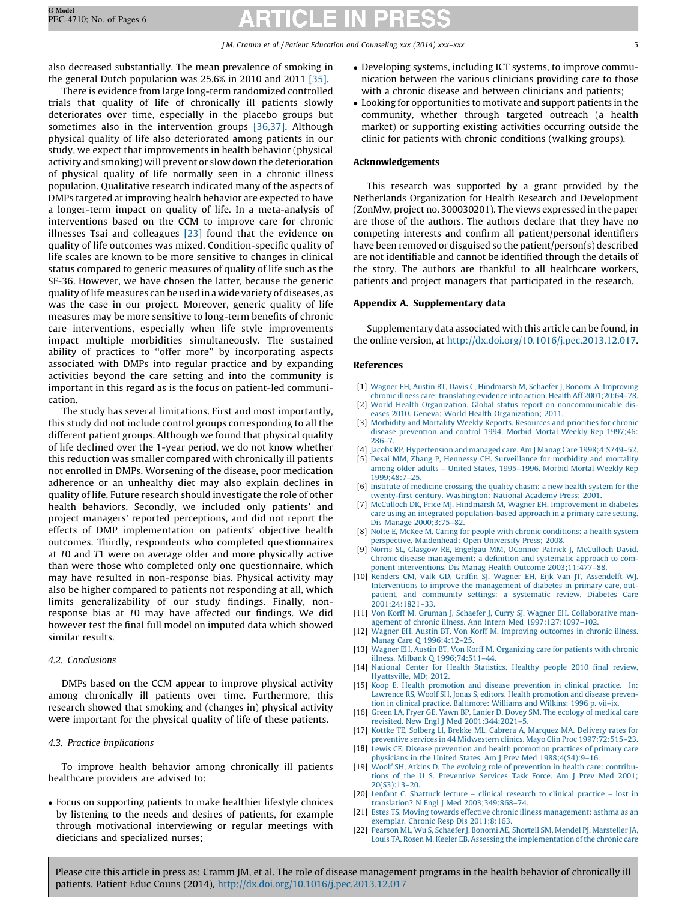also decreased substantially. The mean prevalence of smoking in the general Dutch population was 25.6% in 2010 and 2011 [35].

There is evidence from large long-term randomized controlled trials that quality of life of chronically ill patients slowly deteriorates over time, especially in the placebo groups but sometimes also in the intervention groups [36,37]. Although physical quality of life also deteriorated among patients in our study, we expect that improvements in health behavior (physical activity and smoking) will prevent or slow down the deterioration of physical quality of life normally seen in a chronic illness population. Qualitative research indicated many of the aspects of DMPs targeted at improving health behavior are expected to have a longer-term impact on quality of life. In a meta-analysis of interventions based on the CCM to improve care for chronic illnesses Tsai and colleagues [23] found that the evidence on quality of life outcomes was mixed. Condition-specific quality of life scales are known to be more sensitive to changes in clinical status compared to generic measures of quality of life such as the SF-36. However, we have chosen the latter, because the generic quality of life measures can be used in a wide variety of diseases, as was the case in our project. Moreover, generic quality of life measures may be more sensitive to long-term benefits of chronic care interventions, especially when life style improvements impact multiple morbidities simultaneously. The sustained ability of practices to "offer more" by incorporating aspects associated with DMPs into regular practice and by expanding activities beyond the care setting and into the community is important in this regard as is the focus on patient-led communication.

The study has several limitations. First and most importantly, this study did not include control groups corresponding to all the different patient groups. Although we found that physical quality of life declined over the 1-year period, we do not know whether this reduction was smaller compared with chronically ill patients not enrolled in DMPs. Worsening of the disease, poor medication adherence or an unhealthy diet may also explain declines in quality of life. Future research should investigate the role of other health behaviors. Secondly, we included only patients' and project managers' reported perceptions, and did not report the effects of DMP implementation on patients' objective health outcomes. Thirdly, respondents who completed questionnaires at *T*0 and *T*1 were on average older and more physically active than were those who completed only one questionnaire, which may have resulted in non-response bias. Physical activity may also be higher compared to patients not responding at all, which limits generalizability of our study findings. Finally, non-response bias at *T*0 may have affected our findings. We did however test the final full model on imputed data which showed similar results.

### 4.2. Conclusions

DMPs based on the CCM appear to improve physical activity among chronically ill patients over time. Furthermore, this research showed that smoking and (changes in) physical activity were important for the physical quality of life of these patients.

### 4.3. Practice implications

To improve health behavior among chronically ill patients healthcare providers are advised to:

- Focus on supporting patients to make healthier lifestyle choices by listening to the needs and desires of patients, for example through motivational interviewing or regular meetings with dieticians and specialized nurses;
- Developing systems, including ICT systems, to improve communication between the various clinicians providing care to those with a chronic disease and between clinicians and patients;
- Looking for opportunities to motivate and support patients in the community, whether through targeted outreach (a health market) or supporting existing activities occurring outside the clinic for patients with chronic conditions (walking groups).

## Acknowledgements

This research was supported by a grant provided by the Netherlands Organization for Health Research and Development (ZonMw, project no. 300030201). The views expressed in the paper are those of the authors. The authors declare that they have no competing interests and confirm all patient/personal identifiers have been removed or disguised so the patient/person(s) described are not identifiable and cannot be identified through the details of the story. The authors are thankful to all healthcare workers, patients and project managers that participated in the research.

## Appendix A. Supplementary data

Supplementary data associated with this article can be found, in the online version, at http://dx.doi.org/10.1016/j.pec.2013.12.017.

## References

[1] Wagner EH, Austin BT, Davis C, Hindmarsh M, Schaefer J, Bonomi A. Improving chronic illness care: translating evidence into action. Health Aff 2001;20:64–78.
[2] World Health Organization. Global status report on noncommunicable diseases 2010. Geneva: World Health Organization; 2011.
[3] Morbidity and Mortality Weekly Reports. Resources and priorities for chronic disease prevention and control 1994. Morbid Mortal Weekly Rep 1997;46: 286–7.
[4] Jacobs RP. Hypertension and managed care. Am J Manag Care 1998;4:S749–52.
[5] Desai MM, Zhang P, Hennessy CH. Surveillance for morbidity and mortality among older adults – United States, 1995–1996. Morbid Mortal Weekly Rep 1999;48:7–25.
[6] Institute of medicine crossing the quality chasm: a new health system for the twenty-first century. Washington: National Academy Press; 2001.
[7] McCulloch DK, Price MJ, Hindmarsh M, Wagner EH. Improvement in diabetes care using an integrated population-based approach in a primary care setting. Dis Manage 2000;3:75–82.
[8] Nolte E, McKee M. Caring for people with chronic conditions: a health system perspective. Maidenhead: Open University Press; 2008.
[9] Norris SL, Glasgow RE, Engelgau MM, OConnor Patrick J, McCulloch David. Chronic disease management: a definition and systematic approach to component interventions. Dis Manag Health Outcome 2003;11:477–88.
[10] Renders CM, Valk GD, Griffin SJ, Wagner EH, Eijk Van JT, Assendelft WJ. Interventions to improve the management of diabetes in primary care, outpatient, and community settings: a systematic review. Diabetes Care 2001;24:1821–33.
[11] Von Korff M, Gruman J, Schaefer J, Curry SJ, Wagner EH. Collaborative management of chronic illness. Ann Intern Med 1997;127:1097–102.
[12] Wagner EH, Austin BT, Von Korff M. Improving outcomes in chronic illness. Manag Care Q 1996;4:12–25.
[13] Wagner EH, Austin BT, Von Korff M. Organizing care for patients with chronic illness. Milbank Q 1996;74:511–44.
[14] National Center for Health Statistics. Healthy people 2010 final review, Hyattsville, MD; 2012.
[15] Koop E. Health promotion and disease prevention in clinical practice. In: Lawrence RS, Woolf SH, Jonas S, editors. Health promotion and disease prevention in clinical practice. Baltimore: Williams and Wilkins; 1996 p. vii–ix.
[16] Green LA, Fryer GE, Yawn BP, Lanier D, Dovey SM. The ecology of medical care revisited. New Engl J Med 2001;344:2021–5.
[17] Kottke TE, Solberg LI, Brekke ML, Cabrera A, Marquez MA. Delivery rates for preventive services in 44 Midwestern clinics. Mayo Clin Proc 1997;72:515–23.
[18] Lewis CE. Disease prevention and health promotion practices of primary care physicians in the United States. Am J Prev Med 1988;4(S4):9–16.
[19] Woolf SH, Atkins D. The evolving role of prevention in health care: contributions of the U S. Preventive Services Task Force. Am J Prev Med 2001; 20(S3):13–20.
[20] Lenfant C. Shattuck lecture – clinical research to clinical practice – lost in translation? N Engl J Med 2003;349:868–74.
[21] Estes TS. Moving towards effective chronic illness management: asthma as an exemplar. Chronic Resp Dis 2011;8:163.
[22] Pearson ML, Wu S, Schaefer J, Bonomi AE, Shortell SM, Mendel PJ, Marsteller JA, Louis TA, Rosen M, Keeler EB. Assessing the implementation of the chronic care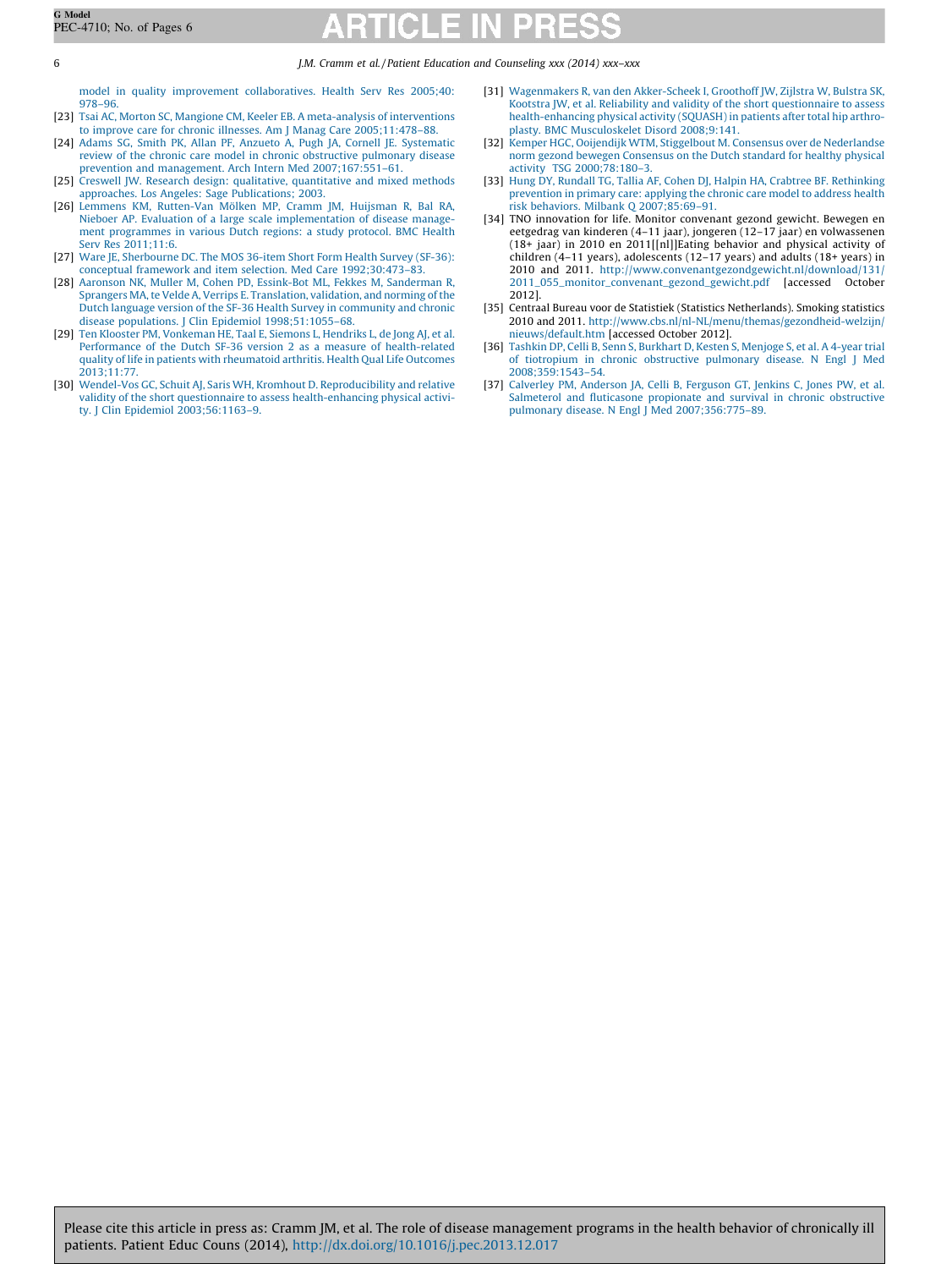model in quality improvement collaboratives. Health Serv Res 2005;40: 978–96.

[23] Tsai AC, Morton SC, Mangione CM, Keeler EB. A meta-analysis of interventions to improve care for chronic illnesses. Am J Manag Care 2005;11:478–88.

[24] Adams SG, Smith PK, Allan PF, Anzueto A, Pugh JA, Cornell JE. Systematic review of the chronic care model in chronic obstructive pulmonary disease prevention and management. Arch Intern Med 2007;167:551–61.

[25] Creswell JW. Research design: qualitative, quantitative and mixed methods approaches. Los Angeles: Sage Publications; 2003.

[26] Lemmens KM, Rutten-Van Mölken MP, Cramm JM, Huijsman R, Bal RA, Nieboer AP. Evaluation of a large scale implementation of disease management programmes in various Dutch regions: a study protocol. BMC Health Serv Res 2011;11:6.

[27] Ware JE, Sherbourne DC. The MOS 36-item Short Form Health Survey (SF-36): conceptual framework and item selection. Med Care 1992;30:473–83.

[28] Aaronson NK, Muller M, Cohen PD, Essink-Bot ML, Fekkes M, Sanderman R, Sprangers MA, te Velde A, Verrips E. Translation, validation, and norming of the Dutch language version of the SF-36 Health Survey in community and chronic disease populations. J Clin Epidemiol 1998;51:1055–68.

[29] Ten Klooster PM, Vonkeman HE, Taal E, Siemons L, Hendriks L, de Jong AJ, et al. Performance of the Dutch SF-36 version 2 as a measure of health-related quality of life in patients with rheumatoid arthritis. Health Qual Life Outcomes 2013;11:77.

[30] Wendel-Vos GC, Schuit AJ, Saris WH, Kromhout D. Reproducibility and relative validity of the short questionnaire to assess health-enhancing physical activity. J Clin Epidemiol 2003;56:1163–9.

[31] Wagenmakers R, van den Akker-Scheek I, Groothoff JW, Zijlstra W, Bulstra SK, Kootstra JW, et al. Reliability and validity of the short questionnaire to assess health-enhancing physical activity (SQUASH) in patients after total hip arthroplasty. BMC Musculoskelet Disord 2008;9:141.

[32] Kemper HGC, Ooijendijk WTM, Stiggelbout M. Consensus over de Nederlandse norm gezond bewegen Consensus on the Dutch standard for healthy physical activity TSG 2000;78:180–3.

[33] Hung DY, Rundall TG, Tallia AF, Cohen DJ, Halpin HA, Crabtree BF. Rethinking prevention in primary care: applying the chronic care model to address health risk behaviors. Milbank Q 2007;85:69–91.

[34] TNO innovation for life. Monitor convenant gezond gewicht. Bewegen en eetgedrag van kinderen (4–11 jaar), jongeren (12–17 jaar) en volwassenen (18+ jaar) in 2010 en 2011[[nl]]Eating behavior and physical activity of children (4–11 years), adolescents (12–17 years) and adults (18+ years) in 2010 and 2011. http://www.convenantgezondgewicht.nl/download/131/2011_055_monitor_convenant_gezond_gewicht.pdf [accessed October 2012].

[35] Centraal Bureau voor de Statistiek (Statistics Netherlands). Smoking statistics 2010 and 2011. http://www.cbs.nl/nl-NL/menu/themas/gezondheid-welzijn/nieuws/default.htm [accessed October 2012].

[36] Tashkin DP, Celli B, Senn S, Burkhart D, Kesten S, Menjoge S, et al. A 4-year trial of tiotropium in chronic obstructive pulmonary disease. N Engl J Med 2008;359:1543–54.

[37] Calverley PM, Anderson JA, Celli B, Ferguson GT, Jenkins C, Jones PW, et al. Salmeterol and fluticasone propionate and survival in chronic obstructive pulmonary disease. N Engl J Med 2007;356:775–89.